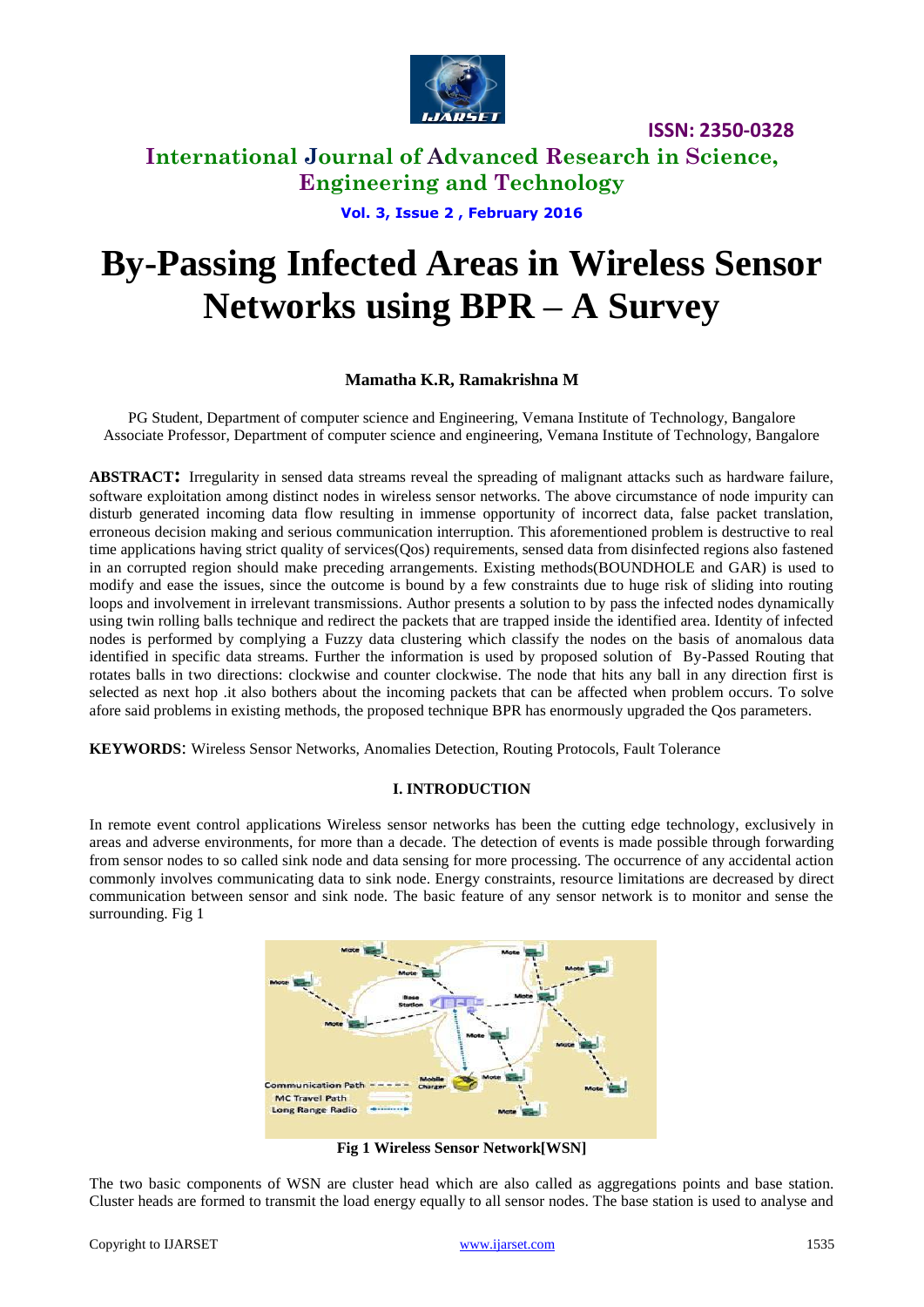# By-Passing Infected Areas in Wireless Sensor Networks using BPR – A Survey

**Mamatha K.R, Ramakrishna M**

PG Student, Department of computer science and Engineering, Vemana Institute of Technology, Bangalore
Associate Professor, Department of computer science and engineering, Vemana Institute of Technology, Bangalore

**ABSTRACT:** Irregularity in sensed data streams reveal the spreading of malignant attacks such as hardware failure, software exploitation among distinct nodes in wireless sensor networks. The above circumstance of node impurity can disturb generated incoming data flow resulting in immense opportunity of incorrect data, false packet translation, erroneous decision making and serious communication interruption. This aforementioned problem is destructive to real time applications having strict quality of services(Qos) requirements, sensed data from disinfected regions also fastened in an corrupted region should make preceding arrangements. Existing methods(BOUNDHOLE and GAR) is used to modify and ease the issues, since the outcome is bound by a few constraints due to huge risk of sliding into routing loops and involvement in irrelevant transmissions. Author presents a solution to by pass the infected nodes dynamically using twin rolling balls technique and redirect the packets that are trapped inside the identified area. Identity of infected nodes is performed by complying a Fuzzy data clustering which classify the nodes on the basis of anomalous data identified in specific data streams. Further the information is used by proposed solution of By-Passed Routing that rotates balls in two directions: clockwise and counter clockwise. The node that hits any ball in any direction first is selected as next hop .it also bothers about the incoming packets that can be affected when problem occurs. To solve afore said problems in existing methods, the proposed technique BPR has enormously upgraded the Qos parameters.

**KEYWORDS**: Wireless Sensor Networks, Anomalies Detection, Routing Protocols, Fault Tolerance

## I. INTRODUCTION

In remote event control applications Wireless sensor networks has been the cutting edge technology, exclusively in areas and adverse environments, for more than a decade. The detection of events is made possible through forwarding from sensor nodes to so called sink node and data sensing for more processing. The occurrence of any accidental action commonly involves communicating data to sink node. Energy constraints, resource limitations are decreased by direct communication between sensor and sink node. The basic feature of any sensor network is to monitor and sense the surrounding. Fig 1

**Fig 1 Wireless Sensor Network[WSN]**

The two basic components of WSN are cluster head which are also called as aggregations points and base station. Cluster heads are formed to transmit the load energy equally to all sensor nodes. The base station is used to analyse and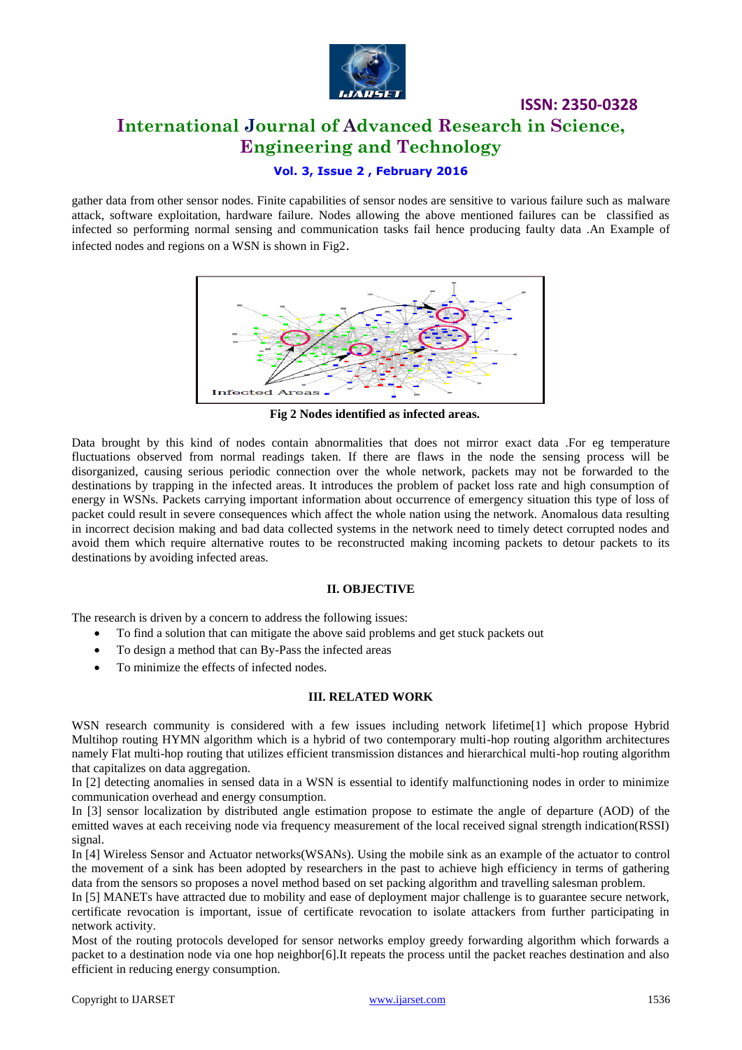gather data from other sensor nodes. Finite capabilities of sensor nodes are sensitive to various failure such as malware attack, software exploitation, hardware failure. Nodes allowing the above mentioned failures can be classified as infected so performing normal sensing and communication tasks fail hence producing faulty data .An Example of infected nodes and regions on a WSN is shown in Fig2.

**Fig 2 Nodes identified as infected areas.**

Data brought by this kind of nodes contain abnormalities that does not mirror exact data .For eg temperature fluctuations observed from normal readings taken. If there are flaws in the node the sensing process will be disorganized, causing serious periodic connection over the whole network, packets may not be forwarded to the destinations by trapping in the infected areas. It introduces the problem of packet loss rate and high consumption of energy in WSNs. Packets carrying important information about occurrence of emergency situation this type of loss of packet could result in severe consequences which affect the whole nation using the network. Anomalous data resulting in incorrect decision making and bad data collected systems in the network need to timely detect corrupted nodes and avoid them which require alternative routes to be reconstructed making incoming packets to detour packets to its destinations by avoiding infected areas.

## II. OBJECTIVE

The research is driven by a concern to address the following issues:

- To find a solution that can mitigate the above said problems and get stuck packets out
- To design a method that can By-Pass the infected areas
- To minimize the effects of infected nodes.

## III. RELATED WORK

WSN research community is considered with a few issues including network lifetime[1] which propose Hybrid Multihop routing HYMN algorithm which is a hybrid of two contemporary multi-hop routing algorithm architectures namely Flat multi-hop routing that utilizes efficient transmission distances and hierarchical multi-hop routing algorithm that capitalizes on data aggregation.

In [2] detecting anomalies in sensed data in a WSN is essential to identify malfunctioning nodes in order to minimize communication overhead and energy consumption.

In [3] sensor localization by distributed angle estimation propose to estimate the angle of departure (AOD) of the emitted waves at each receiving node via frequency measurement of the local received signal strength indication(RSSI) signal.

In [4] Wireless Sensor and Actuator networks(WSANs). Using the mobile sink as an example of the actuator to control the movement of a sink has been adopted by researchers in the past to achieve high efficiency in terms of gathering data from the sensors so proposes a novel method based on set packing algorithm and travelling salesman problem.

In [5] MANETs have attracted due to mobility and ease of deployment major challenge is to guarantee secure network, certificate revocation is important, issue of certificate revocation to isolate attackers from further participating in network activity.

Most of the routing protocols developed for sensor networks employ greedy forwarding algorithm which forwards a packet to a destination node via one hop neighbor[6].It repeats the process until the packet reaches destination and also efficient in reducing energy consumption.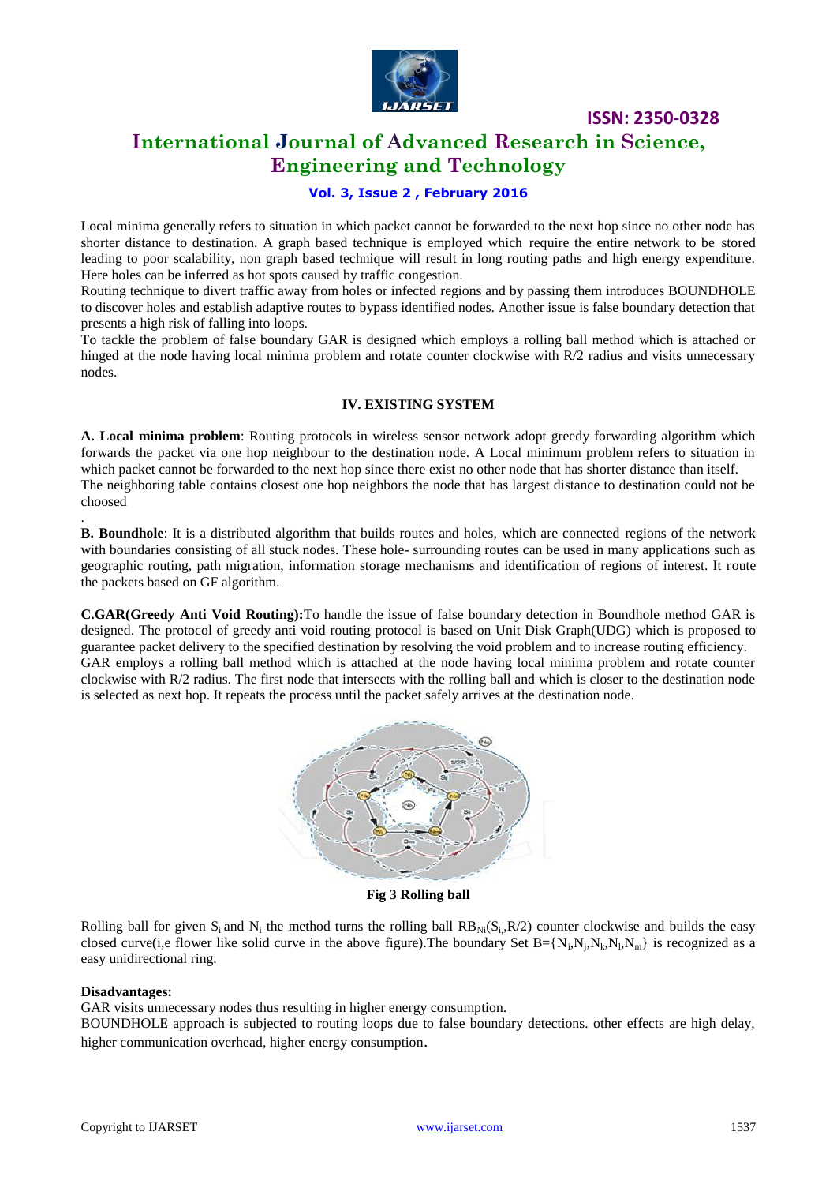Local minima generally refers to situation in which packet cannot be forwarded to the next hop since no other node has shorter distance to destination. A graph based technique is employed which require the entire network to be stored leading to poor scalability, non graph based technique will result in long routing paths and high energy expenditure. Here holes can be inferred as hot spots caused by traffic congestion.

Routing technique to divert traffic away from holes or infected regions and by passing them introduces BOUNDHOLE to discover holes and establish adaptive routes to bypass identified nodes. Another issue is false boundary detection that presents a high risk of falling into loops.

To tackle the problem of false boundary GAR is designed which employs a rolling ball method which is attached or hinged at the node having local minima problem and rotate counter clockwise with R/2 radius and visits unnecessary nodes.

## IV. EXISTING SYSTEM

**A. Local minima problem**: Routing protocols in wireless sensor network adopt greedy forwarding algorithm which forwards the packet via one hop neighbour to the destination node. A Local minimum problem refers to situation in which packet cannot be forwarded to the next hop since there exist no other node that has shorter distance than itself.
The neighboring table contains closest one hop neighbors the node that has largest distance to destination could not be choosed

.

**B. Boundhole**: It is a distributed algorithm that builds routes and holes, which are connected regions of the network with boundaries consisting of all stuck nodes. These hole- surrounding routes can be used in many applications such as geographic routing, path migration, information storage mechanisms and identification of regions of interest. It route the packets based on GF algorithm.

**C.GAR(Greedy Anti Void Routing):**To handle the issue of false boundary detection in Boundhole method GAR is designed. The protocol of greedy anti void routing protocol is based on Unit Disk Graph(UDG) which is proposed to guarantee packet delivery to the specified destination by resolving the void problem and to increase routing efficiency.
GAR employs a rolling ball method which is attached at the node having local minima problem and rotate counter clockwise with R/2 radius. The first node that intersects with the rolling ball and which is closer to the destination node is selected as next hop. It repeats the process until the packet safely arrives at the destination node.

**Fig 3 Rolling ball**

Rolling ball for given $S_i$ and $N_i$ the method turns the rolling ball $RB_{Ni}(S_i, R/2)$ counter clockwise and builds the easy closed curve(i,e flower like solid curve in the above figure).The boundary Set $B=\{N_i,N_j,N_k,N_l,N_m\}$ is recognized as a easy unidirectional ring.

**Disadvantages:**

GAR visits unnecessary nodes thus resulting in higher energy consumption.

BOUNDHOLE approach is subjected to routing loops due to false boundary detections. other effects are high delay, higher communication overhead, higher energy consumption.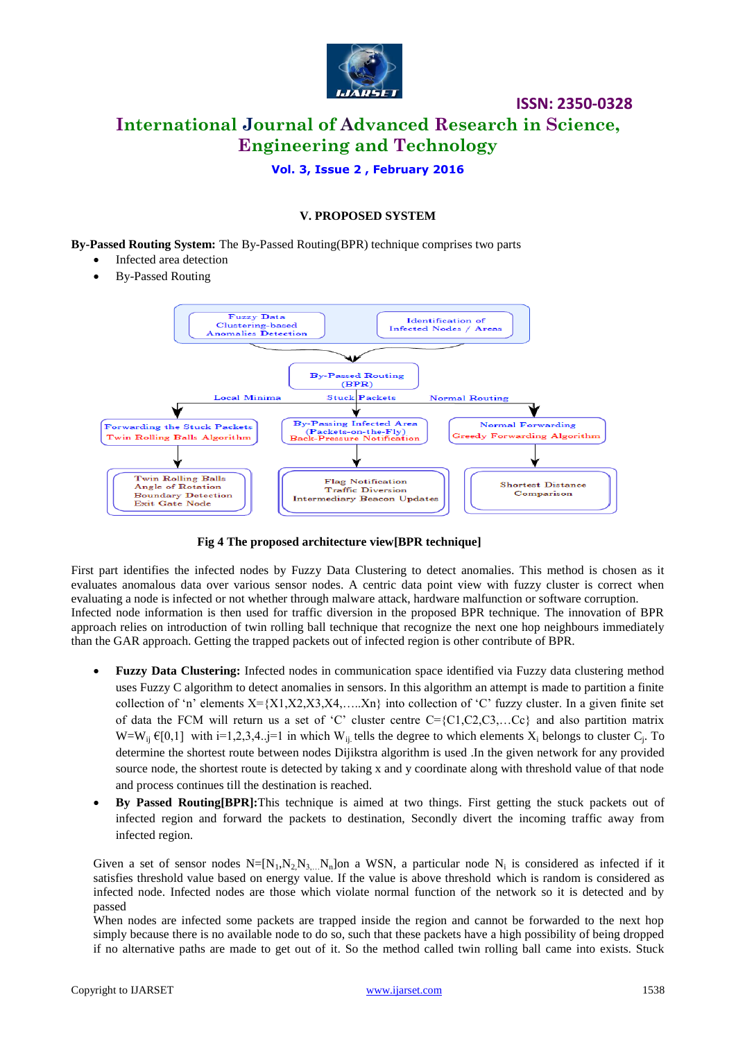## V. PROPOSED SYSTEM

**By-Passed Routing System:** The By-Passed Routing(BPR) technique comprises two parts

- Infected area detection
- By-Passed Routing

**Fig 4 The proposed architecture view[BPR technique]**

First part identifies the infected nodes by Fuzzy Data Clustering to detect anomalies. This method is chosen as it evaluates anomalous data over various sensor nodes. A centric data point view with fuzzy cluster is correct when evaluating a node is infected or not whether through malware attack, hardware malfunction or software corruption. Infected node information is then used for traffic diversion in the proposed BPR technique. The innovation of BPR approach relies on introduction of twin rolling ball technique that recognize the next one hop neighbours immediately than the GAR approach. Getting the trapped packets out of infected region is other contribute of BPR.

- **Fuzzy Data Clustering:** Infected nodes in communication space identified via Fuzzy data clustering method uses Fuzzy C algorithm to detect anomalies in sensors. In this algorithm an attempt is made to partition a finite collection of 'n' elements X={X1,X2,X3,X4,…..Xn} into collection of 'C' fuzzy cluster. In a given finite set of data the FCM will return us a set of 'C' cluster centre C={C1,C2,C3,…Cc} and also partition matrix $W=W_{ij} \in[0,1]$ with i=1,2,3,4..j=1 in which $W_{ij}$ tells the degree to which elements $X_i$ belongs to cluster $C_j$. To determine the shortest route between nodes Dijikstra algorithm is used .In the given network for any provided source node, the shortest route is detected by taking x and y coordinate along with threshold value of that node and process continues till the destination is reached.
- **By Passed Routing[BPR]:**This technique is aimed at two things. First getting the stuck packets out of infected region and forward the packets to destination, Secondly divert the incoming traffic away from infected region.

Given a set of sensor nodes $N=[N_1,N_2,N_3,...N_n]$on a WSN, a particular node $N_i$ is considered as infected if it satisfies threshold value based on energy value. If the value is above threshold which is random is considered as infected node. Infected nodes are those which violate normal function of the network so it is detected and by passed

When nodes are infected some packets are trapped inside the region and cannot be forwarded to the next hop simply because there is no available node to do so, such that these packets have a high possibility of being dropped if no alternative paths are made to get out of it. So the method called twin rolling ball came into exists. Stuck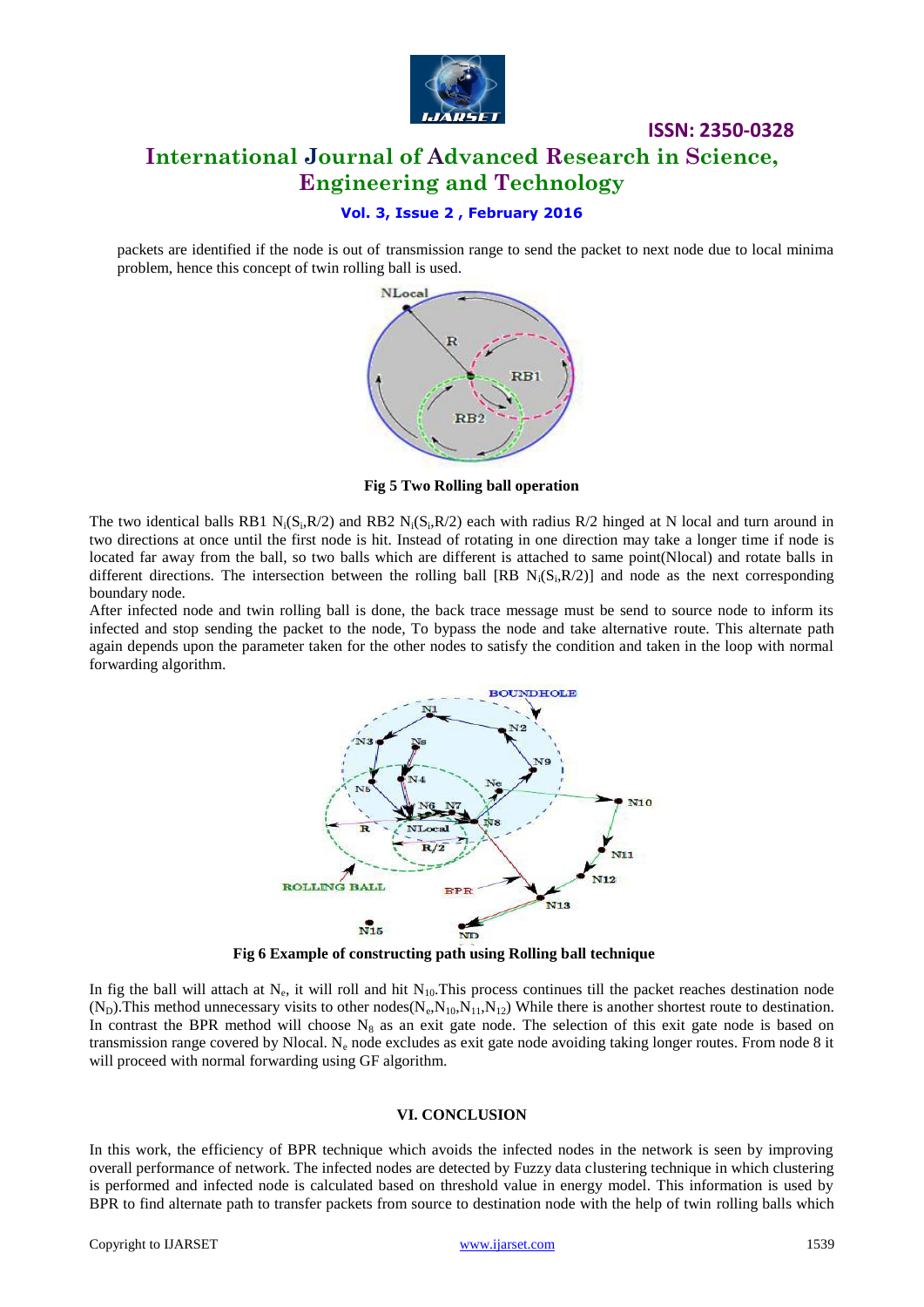packets are identified if the node is out of transmission range to send the packet to next node due to local minima problem, hence this concept of twin rolling ball is used.

**Fig 5 Two Rolling ball operation**

The two identical balls RB1 $N_i(S_i,R/2)$ and RB2 $N_i(S_i,R/2)$ each with radius R/2 hinged at N local and turn around in two directions at once until the first node is hit. Instead of rotating in one direction may take a longer time if node is located far away from the ball, so two balls which are different is attached to same point(Nlocal) and rotate balls in different directions. The intersection between the rolling ball [RB $N_i(S_i,R/2)$] and node as the next corresponding boundary node.

After infected node and twin rolling ball is done, the back trace message must be send to source node to inform its infected and stop sending the packet to the node, To bypass the node and take alternative route. This alternate path again depends upon the parameter taken for the other nodes to satisfy the condition and taken in the loop with normal forwarding algorithm.

**Fig 6 Example of constructing path using Rolling ball technique**

In fig the ball will attach at $N_e$, it will roll and hit $N_{10}$. This process continues till the packet reaches destination node ($N_D$). This method unnecessary visits to other nodes($N_e$, $N_{10}$, $N_{11}$, $N_{12}$) While there is another shortest route to destination. In contrast the BPR method will choose $N_8$ as an exit gate node. The selection of this exit gate node is based on transmission range covered by Nlocal. $N_e$ node excludes as exit gate node avoiding taking longer routes. From node 8 it will proceed with normal forwarding using GF algorithm.

## VI. CONCLUSION

In this work, the efficiency of BPR technique which avoids the infected nodes in the network is seen by improving overall performance of network. The infected nodes are detected by Fuzzy data clustering technique in which clustering is performed and infected node is calculated based on threshold value in energy model. This information is used by BPR to find alternate path to transfer packets from source to destination node with the help of twin rolling balls which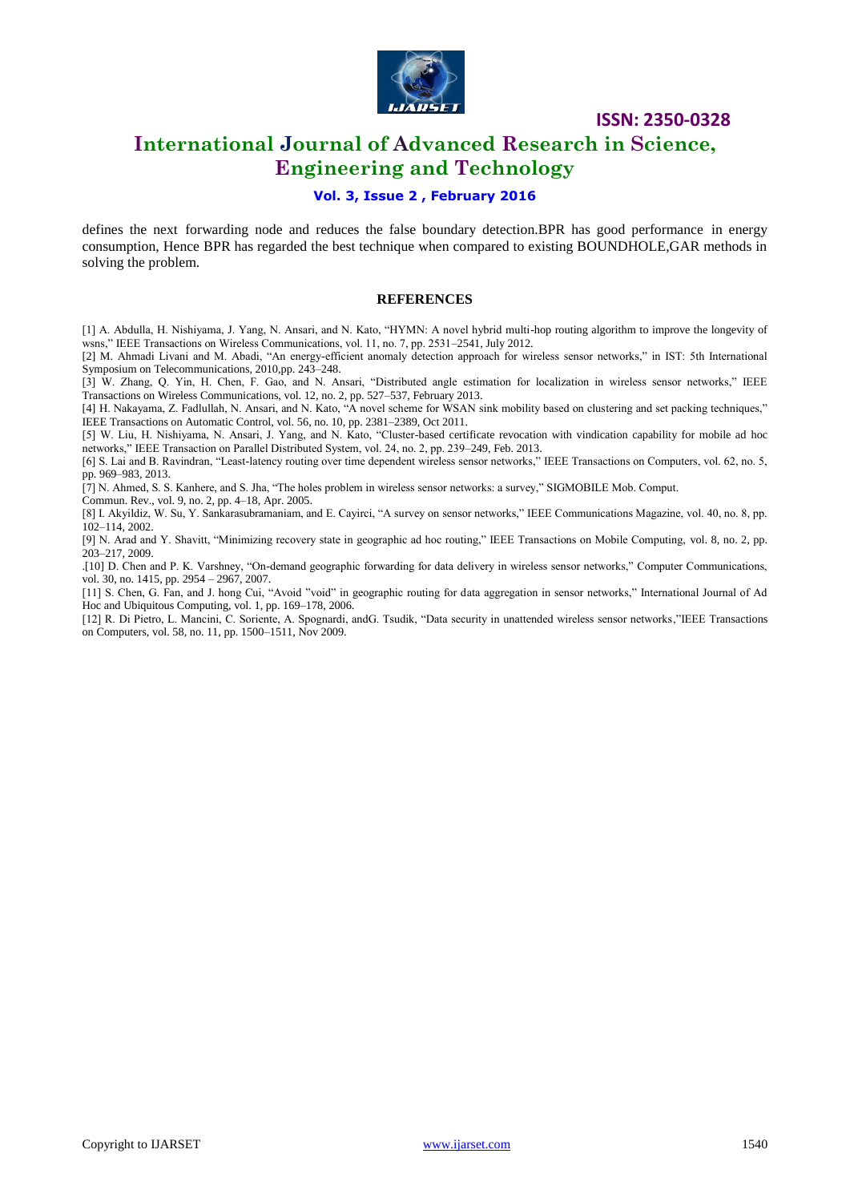defines the next forwarding node and reduces the false boundary detection.BPR has good performance in energy consumption, Hence BPR has regarded the best technique when compared to existing BOUNDHOLE,GAR methods in solving the problem.

## REFERENCES

[1] A. Abdulla, H. Nishiyama, J. Yang, N. Ansari, and N. Kato, "HYMN: A novel hybrid multi-hop routing algorithm to improve the longevity of wsns," IEEE Transactions on Wireless Communications, vol. 11, no. 7, pp. 2531–2541, July 2012.

[2] M. Ahmadi Livani and M. Abadi, "An energy-efficient anomaly detection approach for wireless sensor networks," in IST: 5th International Symposium on Telecommunications, 2010,pp. 243–248.

[3] W. Zhang, Q. Yin, H. Chen, F. Gao, and N. Ansari, "Distributed angle estimation for localization in wireless sensor networks," IEEE Transactions on Wireless Communications, vol. 12, no. 2, pp. 527–537, February 2013.

[4] H. Nakayama, Z. Fadlullah, N. Ansari, and N. Kato, "A novel scheme for WSAN sink mobility based on clustering and set packing techniques," IEEE Transactions on Automatic Control, vol. 56, no. 10, pp. 2381–2389, Oct 2011.

[5] W. Liu, H. Nishiyama, N. Ansari, J. Yang, and N. Kato, "Cluster-based certificate revocation with vindication capability for mobile ad hoc networks," IEEE Transaction on Parallel Distributed System, vol. 24, no. 2, pp. 239–249, Feb. 2013.

[6] S. Lai and B. Ravindran, "Least-latency routing over time dependent wireless sensor networks," IEEE Transactions on Computers, vol. 62, no. 5, pp. 969–983, 2013.

[7] N. Ahmed, S. S. Kanhere, and S. Jha, "The holes problem in wireless sensor networks: a survey," SIGMOBILE Mob. Comput. Commun. Rev., vol. 9, no. 2, pp. 4–18, Apr. 2005.

[8] I. Akyildiz, W. Su, Y. Sankarasubramaniam, and E. Cayirci, "A survey on sensor networks," IEEE Communications Magazine, vol. 40, no. 8, pp. 102–114, 2002.

[9] N. Arad and Y. Shavitt, "Minimizing recovery state in geographic ad hoc routing," IEEE Transactions on Mobile Computing, vol. 8, no. 2, pp. 203–217, 2009.

.[10] D. Chen and P. K. Varshney, "On-demand geographic forwarding for data delivery in wireless sensor networks," Computer Communications, vol. 30, no. 1415, pp. 2954 – 2967, 2007.

[11] S. Chen, G. Fan, and J. hong Cui, "Avoid "void" in geographic routing for data aggregation in sensor networks," International Journal of Ad Hoc and Ubiquitous Computing, vol. 1, pp. 169–178, 2006.

[12] R. Di Pietro, L. Mancini, C. Soriente, A. Spognardi, andG. Tsudik, "Data security in unattended wireless sensor networks,"IEEE Transactions on Computers, vol. 58, no. 11, pp. 1500–1511, Nov 2009.